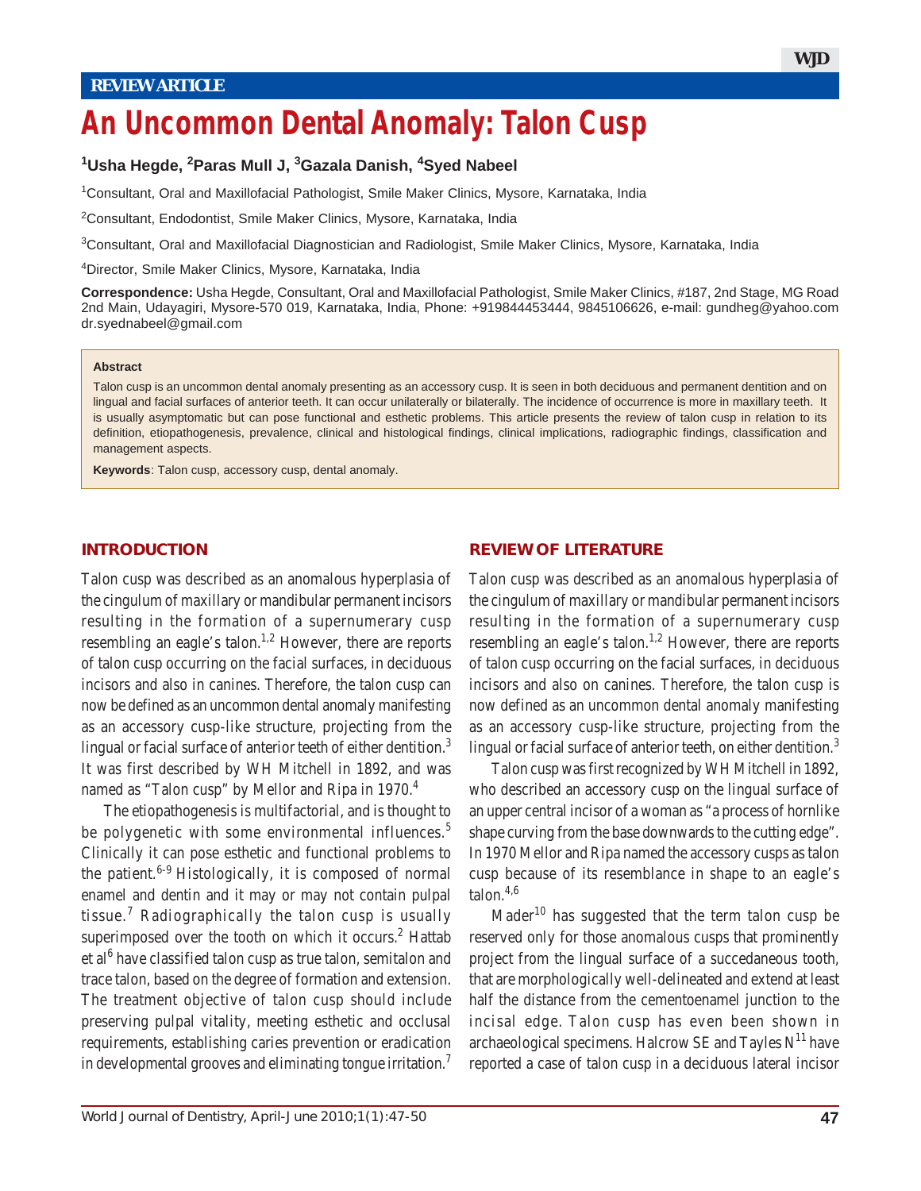REVIEW ARTICLE

# An Uncommon Dental Anomaly: Talon Cusp

**[1]Usha Hegde, [2]Paras Mull J, [3]Gazala Danish, [4]Syed Nabeel**

[1]Consultant, Oral and Maxillofacial Pathologist, Smile Maker Clinics, Mysore, Karnataka, India

[2]Consultant, Endodontist, Smile Maker Clinics, Mysore, Karnataka, India

[3]Consultant, Oral and Maxillofacial Diagnostician and Radiologist, Smile Maker Clinics, Mysore, Karnataka, India

[4]Director, Smile Maker Clinics, Mysore, Karnataka, India

**Correspondence:** Usha Hegde, Consultant, Oral and Maxillofacial Pathologist, Smile Maker Clinics, #187, 2nd Stage, MG Road 2nd Main, Udayagiri, Mysore-570 019, Karnataka, India, Phone: +919844453444, 9845106626, e-mail: gundheg@yahoo.com dr.syednabeel@gmail.com

**Abstract**

Talon cusp is an uncommon dental anomaly presenting as an accessory cusp. It is seen in both deciduous and permanent dentition and on lingual and facial surfaces of anterior teeth. It can occur unilaterally or bilaterally. The incidence of occurrence is more in maxillary teeth. It is usually asymptomatic but can pose functional and esthetic problems. This article presents the review of talon cusp in relation to its definition, etiopathogenesis, prevalence, clinical and histological findings, clinical implications, radiographic findings, classification and management aspects.

**Keywords**: Talon cusp, accessory cusp, dental anomaly.

## INTRODUCTION

Talon cusp was described as an anomalous hyperplasia of the cingulum of maxillary or mandibular permanent incisors resulting in the formation of a supernumerary cusp resembling an eagle's talon.[1,2] However, there are reports of talon cusp occurring on the facial surfaces, in deciduous incisors and also in canines. Therefore, the talon cusp can now be defined as an uncommon dental anomaly manifesting as an accessory cusp-like structure, projecting from the lingual or facial surface of anterior teeth of either dentition.[3] It was first described by WH Mitchell in 1892, and was named as "Talon cusp" by Mellor and Ripa in 1970.[4]

The etiopathogenesis is multifactorial, and is thought to be polygenetic with some environmental influences.[5] Clinically it can pose esthetic and functional problems to the patient.[6-9] Histologically, it is composed of normal enamel and dentin and it may or may not contain pulpal tissue.[7] Radiographically the talon cusp is usually superimposed over the tooth on which it occurs.[2] Hattab et al[6] have classified talon cusp as true talon, semitalon and trace talon, based on the degree of formation and extension. The treatment objective of talon cusp should include preserving pulpal vitality, meeting esthetic and occlusal requirements, establishing caries prevention or eradication in developmental grooves and eliminating tongue irritation.[7]

## REVIEW OF LITERATURE

Talon cusp was described as an anomalous hyperplasia of the cingulum of maxillary or mandibular permanent incisors resulting in the formation of a supernumerary cusp resembling an eagle's talon.[1,2] However, there are reports of talon cusp occurring on the facial surfaces, in deciduous incisors and also on canines. Therefore, the talon cusp is now defined as an uncommon dental anomaly manifesting as an accessory cusp-like structure, projecting from the lingual or facial surface of anterior teeth, on either dentition.[3]

Talon cusp was first recognized by WH Mitchell in 1892, who described an accessory cusp on the lingual surface of an upper central incisor of a woman as "a process of hornlike shape curving from the base downwards to the cutting edge". In 1970 Mellor and Ripa named the accessory cusps as talon cusp because of its resemblance in shape to an eagle's talon.[4,6]

Mader[10] has suggested that the term talon cusp be reserved only for those anomalous cusps that prominently project from the lingual surface of a succedaneous tooth, that are morphologically well-delineated and extend at least half the distance from the cementoenamel junction to the incisal edge. Talon cusp has even been shown in archaeological specimens. Halcrow SE and Tayles N[11] have reported a case of talon cusp in a deciduous lateral incisor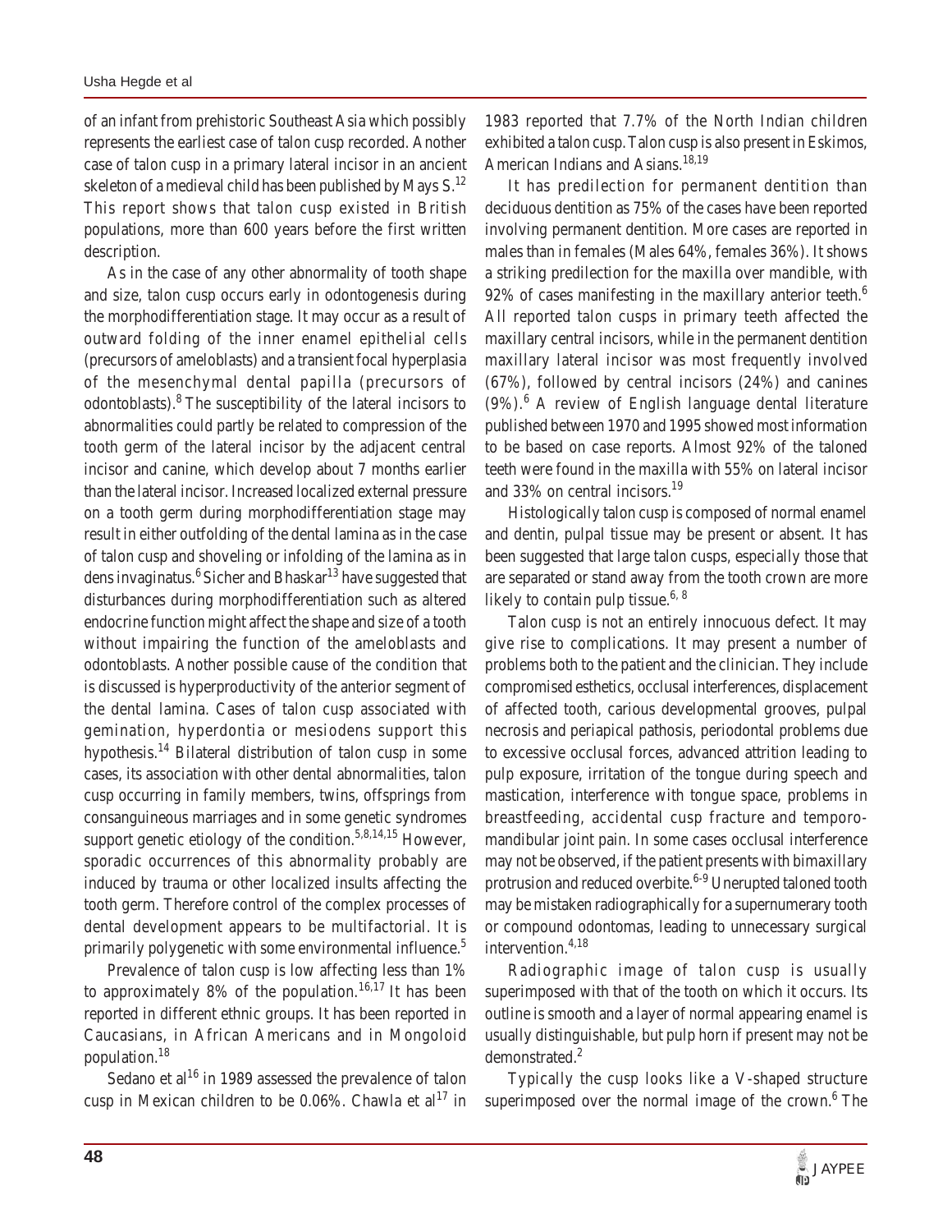of an infant from prehistoric Southeast Asia which possibly represents the earliest case of talon cusp recorded. Another case of talon cusp in a primary lateral incisor in an ancient skeleton of a medieval child has been published by Mays S.[12] This report shows that talon cusp existed in British populations, more than 600 years before the first written description.

As in the case of any other abnormality of tooth shape and size, talon cusp occurs early in odontogenesis during the morphodifferentiation stage. It may occur as a result of outward folding of the inner enamel epithelial cells (precursors of ameloblasts) and a transient focal hyperplasia of the mesenchymal dental papilla (precursors of odontoblasts).[8] The susceptibility of the lateral incisors to abnormalities could partly be related to compression of the tooth germ of the lateral incisor by the adjacent central incisor and canine, which develop about 7 months earlier than the lateral incisor. Increased localized external pressure on a tooth germ during morphodifferentiation stage may result in either outfolding of the dental lamina as in the case of talon cusp and shoveling or infolding of the lamina as in dens invaginatus.[6] Sicher and Bhaskar[13] have suggested that disturbances during morphodifferentiation such as altered endocrine function might affect the shape and size of a tooth without impairing the function of the ameloblasts and odontoblasts. Another possible cause of the condition that is discussed is hyperproductivity of the anterior segment of the dental lamina. Cases of talon cusp associated with gemination, hyperdontia or mesiodens support this hypothesis.[14] Bilateral distribution of talon cusp in some cases, its association with other dental abnormalities, talon cusp occurring in family members, twins, offsprings from consanguineous marriages and in some genetic syndromes support genetic etiology of the condition.[5,8,14,15] However, sporadic occurrences of this abnormality probably are induced by trauma or other localized insults affecting the tooth germ. Therefore control of the complex processes of dental development appears to be multifactorial. It is primarily polygenetic with some environmental influence.[5]

Prevalence of talon cusp is low affecting less than 1% to approximately 8% of the population.[16,17] It has been reported in different ethnic groups. It has been reported in Caucasians, in African Americans and in Mongoloid population.[18]

Sedano et al[16] in 1989 assessed the prevalence of talon cusp in Mexican children to be 0.06%. Chawla et al[17] in 1983 reported that 7.7% of the North Indian children exhibited a talon cusp. Talon cusp is also present in Eskimos, American Indians and Asians.[18,19]

It has predilection for permanent dentition than deciduous dentition as 75% of the cases have been reported involving permanent dentition. More cases are reported in males than in females (Males 64%, females 36%). It shows a striking predilection for the maxilla over mandible, with 92% of cases manifesting in the maxillary anterior teeth.[6] All reported talon cusps in primary teeth affected the maxillary central incisors, while in the permanent dentition maxillary lateral incisor was most frequently involved (67%), followed by central incisors (24%) and canines (9%).[6] A review of English language dental literature published between 1970 and 1995 showed most information to be based on case reports. Almost 92% of the taloned teeth were found in the maxilla with 55% on lateral incisor and 33% on central incisors.[19]

Histologically talon cusp is composed of normal enamel and dentin, pulpal tissue may be present or absent. It has been suggested that large talon cusps, especially those that are separated or stand away from the tooth crown are more likely to contain pulp tissue.[6,8]

Talon cusp is not an entirely innocuous defect. It may give rise to complications. It may present a number of problems both to the patient and the clinician. They include compromised esthetics, occlusal interferences, displacement of affected tooth, carious developmental grooves, pulpal necrosis and periapical pathosis, periodontal problems due to excessive occlusal forces, advanced attrition leading to pulp exposure, irritation of the tongue during speech and mastication, interference with tongue space, problems in breastfeeding, accidental cusp fracture and temporomandibular joint pain. In some cases occlusal interference may not be observed, if the patient presents with bimaxillary protrusion and reduced overbite.[6-9] Unerupted taloned tooth may be mistaken radiographically for a supernumerary tooth or compound odontomas, leading to unnecessary surgical intervention.[4,18]

Radiographic image of talon cusp is usually superimposed with that of the tooth on which it occurs. Its outline is smooth and a layer of normal appearing enamel is usually distinguishable, but pulp horn if present may not be demonstrated.[2]

Typically the cusp looks like a V-shaped structure superimposed over the normal image of the crown.[6] The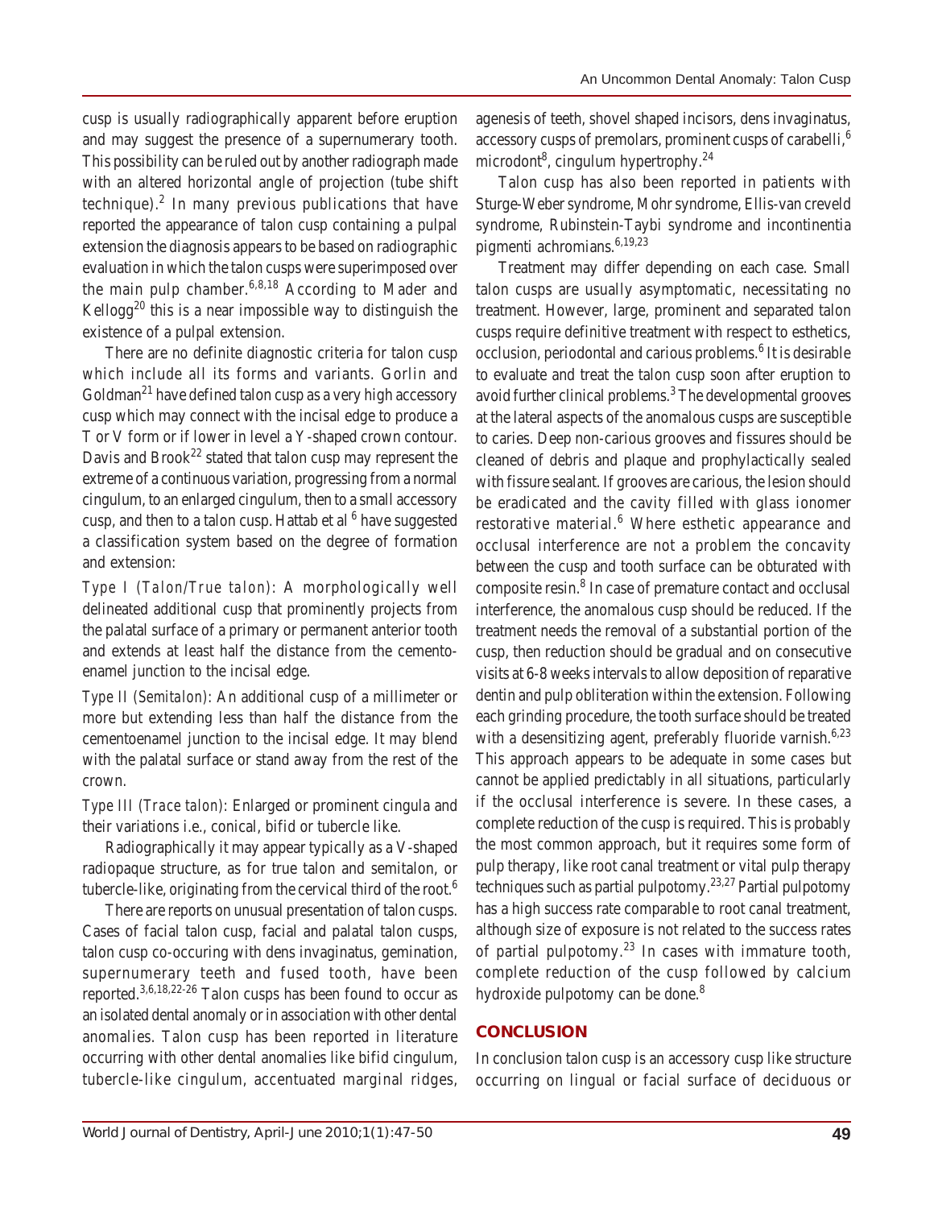cusp is usually radiographically apparent before eruption and may suggest the presence of a supernumerary tooth. This possibility can be ruled out by another radiograph made with an altered horizontal angle of projection (tube shift technique).[2] In many previous publications that have reported the appearance of talon cusp containing a pulpal extension the diagnosis appears to be based on radiographic evaluation in which the talon cusps were superimposed over the main pulp chamber.[6,8,18] According to Mader and Kellogg[20] this is a near impossible way to distinguish the existence of a pulpal extension.

There are no definite diagnostic criteria for talon cusp which include all its forms and variants. Gorlin and Goldman[21] have defined talon cusp as a very high accessory cusp which may connect with the incisal edge to produce a T or V form or if lower in level a Y-shaped crown contour. Davis and Brook[22] stated that talon cusp may represent the extreme of a continuous variation, progressing from a normal cingulum, to an enlarged cingulum, then to a small accessory cusp, and then to a talon cusp. Hattab et al [6] have suggested a classification system based on the degree of formation and extension:

*Type I (Talon/True talon)*: A morphologically well delineated additional cusp that prominently projects from the palatal surface of a primary or permanent anterior tooth and extends at least half the distance from the cemento-enamel junction to the incisal edge.

*Type II (Semitalon)*: An additional cusp of a millimeter or more but extending less than half the distance from the cementoenamel junction to the incisal edge. It may blend with the palatal surface or stand away from the rest of the crown.

*Type III (Trace talon)*: Enlarged or prominent cingula and their variations i.e., conical, bifid or tubercle like.

Radiographically it may appear typically as a V-shaped radiopaque structure, as for true talon and semitalon, or tubercle-like, originating from the cervical third of the root.[6]

There are reports on unusual presentation of talon cusps. Cases of facial talon cusp, facial and palatal talon cusps, talon cusp co-occuring with dens invaginatus, gemination, supernumerary teeth and fused tooth, have been reported.[3,6,18,22-26] Talon cusps has been found to occur as an isolated dental anomaly or in association with other dental anomalies. Talon cusp has been reported in literature occurring with other dental anomalies like bifid cingulum, tubercle-like cingulum, accentuated marginal ridges, agenesis of teeth, shovel shaped incisors, dens invaginatus, accessory cusps of premolars, prominent cusps of carabelli,[6] microdont[8], cingulum hypertrophy.[24]

Talon cusp has also been reported in patients with Sturge-Weber syndrome, Mohr syndrome, Ellis-van creveld syndrome, Rubinstein-Taybi syndrome and incontinentia pigmenti achromians.[6,19,23]

Treatment may differ depending on each case. Small talon cusps are usually asymptomatic, necessitating no treatment. However, large, prominent and separated talon cusps require definitive treatment with respect to esthetics, occlusion, periodontal and carious problems.[6] It is desirable to evaluate and treat the talon cusp soon after eruption to avoid further clinical problems.[3] The developmental grooves at the lateral aspects of the anomalous cusps are susceptible to caries. Deep non-carious grooves and fissures should be cleaned of debris and plaque and prophylactically sealed with fissure sealant. If grooves are carious, the lesion should be eradicated and the cavity filled with glass ionomer restorative material.[6] Where esthetic appearance and occlusal interference are not a problem the concavity between the cusp and tooth surface can be obturated with composite resin.[8] In case of premature contact and occlusal interference, the anomalous cusp should be reduced. If the treatment needs the removal of a substantial portion of the cusp, then reduction should be gradual and on consecutive visits at 6-8 weeks intervals to allow deposition of reparative dentin and pulp obliteration within the extension. Following each grinding procedure, the tooth surface should be treated with a desensitizing agent, preferably fluoride varnish.[6,23] This approach appears to be adequate in some cases but cannot be applied predictably in all situations, particularly if the occlusal interference is severe. In these cases, a complete reduction of the cusp is required. This is probably the most common approach, but it requires some form of pulp therapy, like root canal treatment or vital pulp therapy techniques such as partial pulpotomy.[23,27] Partial pulpotomy has a high success rate comparable to root canal treatment, although size of exposure is not related to the success rates of partial pulpotomy.[23] In cases with immature tooth, complete reduction of the cusp followed by calcium hydroxide pulpotomy can be done.[8]

## CONCLUSION

In conclusion talon cusp is an accessory cusp like structure occurring on lingual or facial surface of deciduous or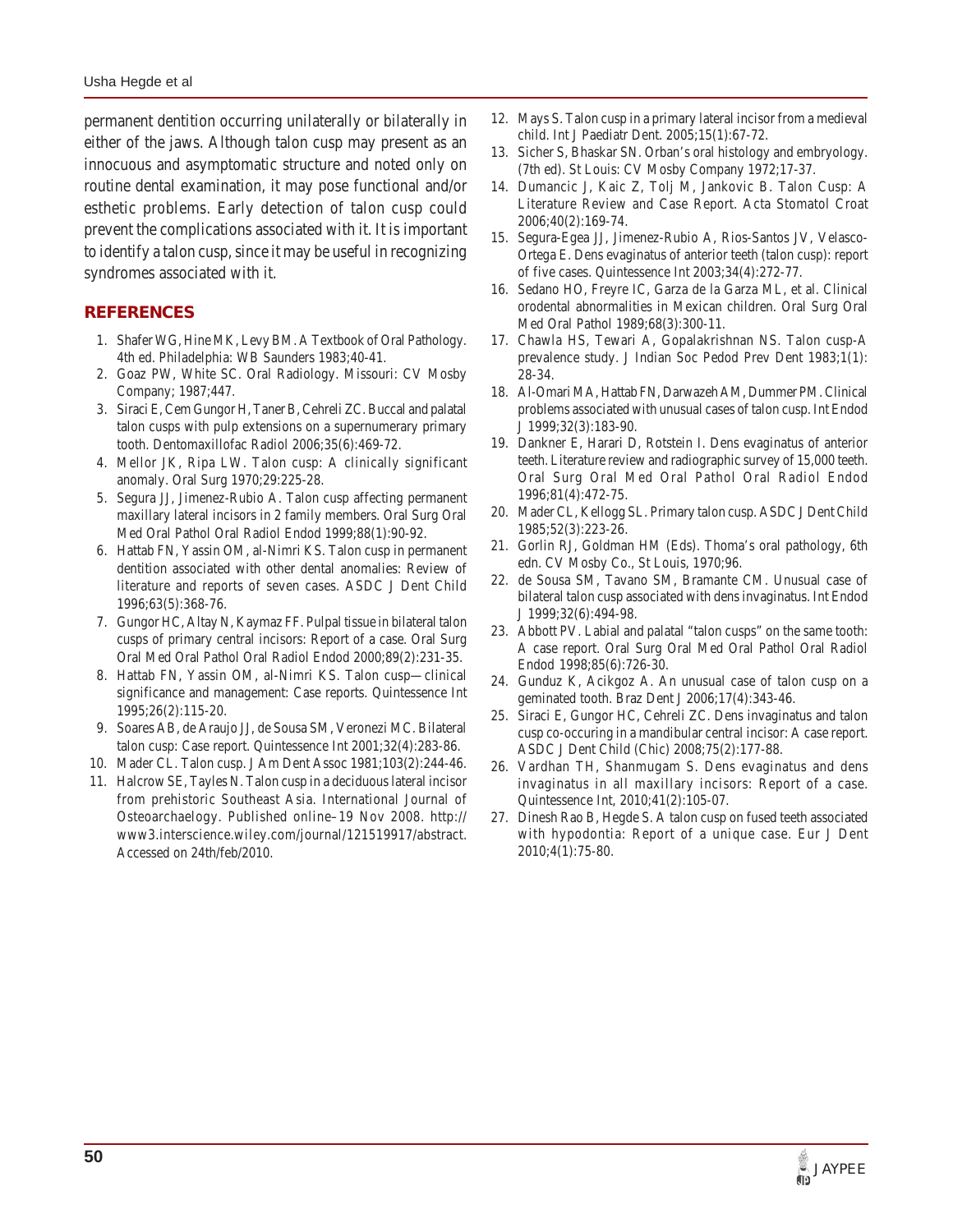permanent dentition occurring unilaterally or bilaterally in either of the jaws. Although talon cusp may present as an innocuous and asymptomatic structure and noted only on routine dental examination, it may pose functional and/or esthetic problems. Early detection of talon cusp could prevent the complications associated with it. It is important to identify a talon cusp, since it may be useful in recognizing syndromes associated with it.

## REFERENCES

1. Shafer WG, Hine MK, Levy BM. A Textbook of Oral Pathology. 4th ed. Philadelphia: WB Saunders 1983;40-41.
2. Goaz PW, White SC. Oral Radiology. Missouri: CV Mosby Company; 1987;447.
3. Siraci E, Cem Gungor H, Taner B, Cehreli ZC. Buccal and palatal talon cusps with pulp extensions on a supernumerary primary tooth. Dentomaxillofac Radiol 2006;35(6):469-72.
4. Mellor JK, Ripa LW. Talon cusp: A clinically significant anomaly. Oral Surg 1970;29:225-28.
5. Segura JJ, Jimenez-Rubio A. Talon cusp affecting permanent maxillary lateral incisors in 2 family members. Oral Surg Oral Med Oral Pathol Oral Radiol Endod 1999;88(1):90-92.
6. Hattab FN, Yassin OM, al-Nimri KS. Talon cusp in permanent dentition associated with other dental anomalies: Review of literature and reports of seven cases. ASDC J Dent Child 1996;63(5):368-76.
7. Gungor HC, Altay N, Kaymaz FF. Pulpal tissue in bilateral talon cusps of primary central incisors: Report of a case. Oral Surg Oral Med Oral Pathol Oral Radiol Endod 2000;89(2):231-35.
8. Hattab FN, Yassin OM, al-Nimri KS. Talon cusp—clinical significance and management: Case reports. Quintessence Int 1995;26(2):115-20.
9. Soares AB, de Araujo JJ, de Sousa SM, Veronezi MC. Bilateral talon cusp: Case report. Quintessence Int 2001;32(4):283-86.
10. Mader CL. Talon cusp. J Am Dent Assoc 1981;103(2):244-46.
11. Halcrow SE, Tayles N. Talon cusp in a deciduous lateral incisor from prehistoric Southeast Asia. International Journal of Osteoarchaelogy. Published online–19 Nov 2008. http://www3.interscience.wiley.com/journal/121519917/abstract. Accessed on 24th/feb/2010.
12. Mays S. Talon cusp in a primary lateral incisor from a medieval child. Int J Paediatr Dent. 2005;15(1):67-72.
13. Sicher S, Bhaskar SN. Orban's oral histology and embryology. (7th ed). St Louis: CV Mosby Company 1972;17-37.
14. Dumancic J, Kaic Z, Tolj M, Jankovic B. Talon Cusp: A Literature Review and Case Report. Acta Stomatol Croat 2006;40(2):169-74.
15. Segura-Egea JJ, Jimenez-Rubio A, Rios-Santos JV, Velasco-Ortega E. Dens evaginatus of anterior teeth (talon cusp): report of five cases. Quintessence Int 2003;34(4):272-77.
16. Sedano HO, Freyre IC, Garza de la Garza ML, et al. Clinical orodental abnormalities in Mexican children. Oral Surg Oral Med Oral Pathol 1989;68(3):300-11.
17. Chawla HS, Tewari A, Gopalakrishnan NS. Talon cusp-A prevalence study. J Indian Soc Pedod Prev Dent 1983;1(1): 28-34.
18. Al-Omari MA, Hattab FN, Darwazeh AM, Dummer PM. Clinical problems associated with unusual cases of talon cusp. Int Endod J 1999;32(3):183-90.
19. Dankner E, Harari D, Rotstein I. Dens evaginatus of anterior teeth. Literature review and radiographic survey of 15,000 teeth. Oral Surg Oral Med Oral Pathol Oral Radiol Endod 1996;81(4):472-75.
20. Mader CL, Kellogg SL. Primary talon cusp. ASDC J Dent Child 1985;52(3):223-26.
21. Gorlin RJ, Goldman HM (Eds). Thoma's oral pathology, 6th edn. CV Mosby Co., St Louis, 1970;96.
22. de Sousa SM, Tavano SM, Bramante CM. Unusual case of bilateral talon cusp associated with dens invaginatus. Int Endod J 1999;32(6):494-98.
23. Abbott PV. Labial and palatal "talon cusps" on the same tooth: A case report. Oral Surg Oral Med Oral Pathol Oral Radiol Endod 1998;85(6):726-30.
24. Gunduz K, Acikgoz A. An unusual case of talon cusp on a geminated tooth. Braz Dent J 2006;17(4):343-46.
25. Siraci E, Gungor HC, Cehreli ZC. Dens invaginatus and talon cusp co-occuring in a mandibular central incisor: A case report. ASDC J Dent Child (Chic) 2008;75(2):177-88.
26. Vardhan TH, Shanmugam S. Dens evaginatus and dens invaginatus in all maxillary incisors: Report of a case. Quintessence Int, 2010;41(2):105-07.
27. Dinesh Rao B, Hegde S. A talon cusp on fused teeth associated with hypodontia: Report of a unique case. Eur J Dent 2010;4(1):75-80.